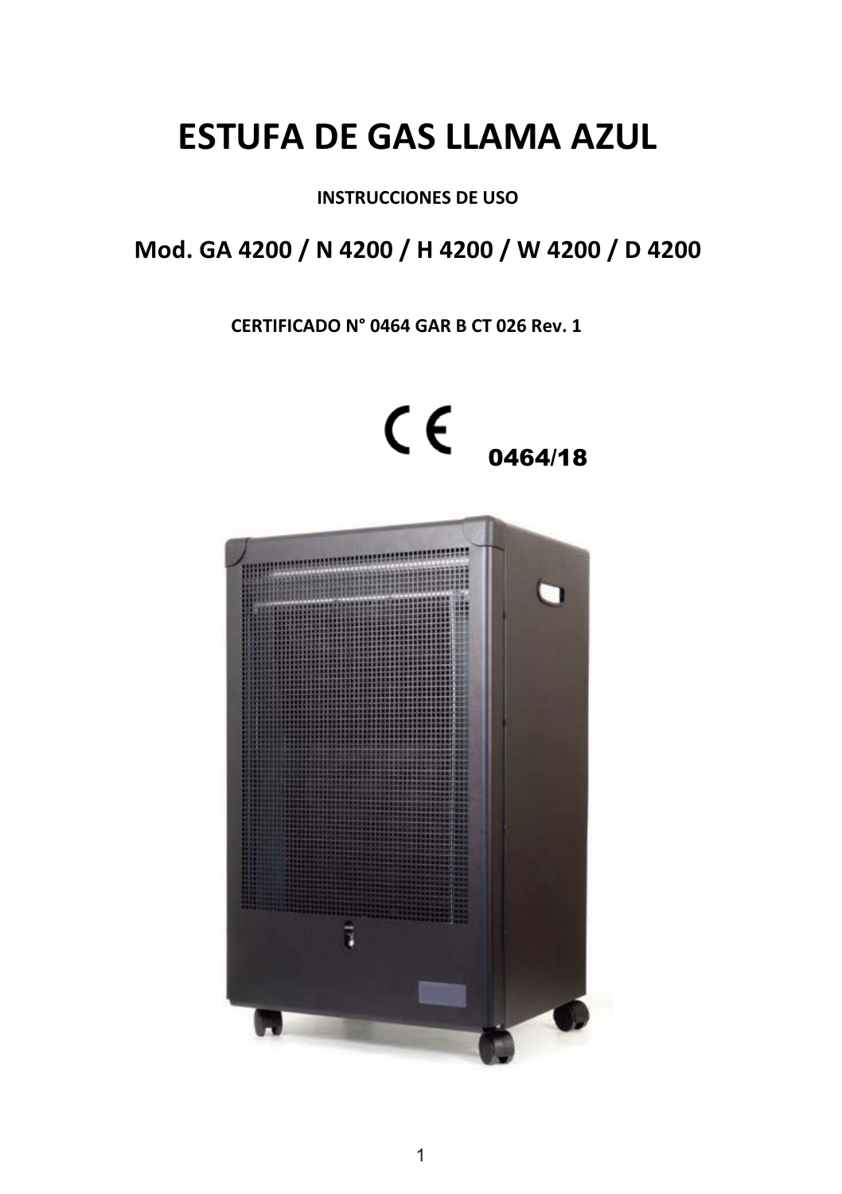# ESTUFA DE GAS LLAMA AZUL

**INSTRUCCIONES DE USO**

## Mod. GA 4200 / N 4200 / H 4200 / W 4200 / D 4200

**CERTIFICADO N° 0464 GAR B CT 026 Rev. 1**

CE **0464/18**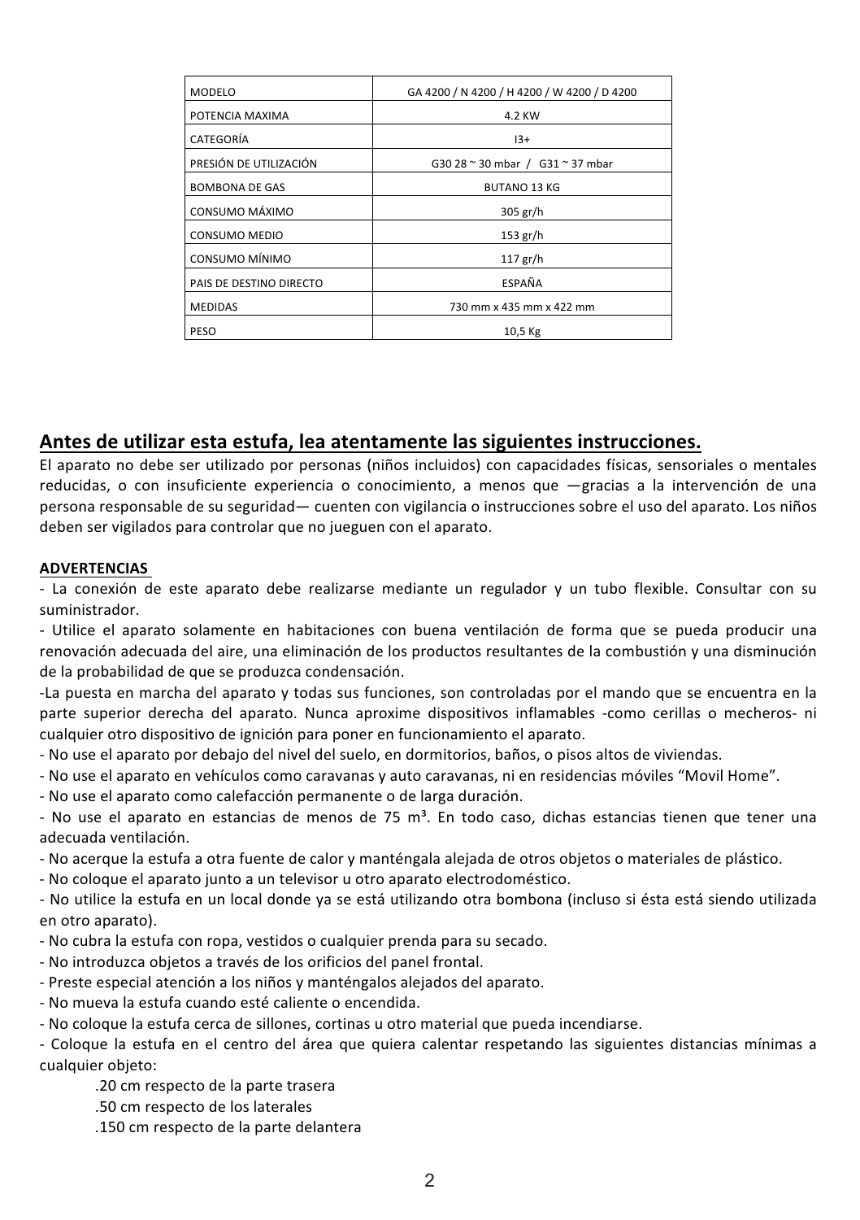| MODELO | GA 4200 / N 4200 / H 4200 / W 4200 / D 4200 |
|---|---|
| POTENCIA MAXIMA | 4.2 KW |
| CATEGORÍA | I3+ |
| PRESIÓN DE UTILIZACIÓN | G30 28 ~ 30 mbar / G31 ~ 37 mbar |
| BOMBONA DE GAS | BUTANO 13 KG |
| CONSUMO MÁXIMO | 305 gr/h |
| CONSUMO MEDIO | 153 gr/h |
| CONSUMO MÍNIMO | 117 gr/h |
| PAIS DE DESTINO DIRECTO | ESPAÑA |
| MEDIDAS | 730 mm x 435 mm x 422 mm |
| PESO | 10,5 Kg |

## Antes de utilizar esta estufa, lea atentamente las siguientes instrucciones.

El aparato no debe ser utilizado por personas (niños incluidos) con capacidades físicas, sensoriales o mentales reducidas, o con insuficiente experiencia o conocimiento, a menos que —gracias a la intervención de una persona responsable de su seguridad— cuenten con vigilancia o instrucciones sobre el uso del aparato. Los niños deben ser vigilados para controlar que no jueguen con el aparato.

**ADVERTENCIAS**

- La conexión de este aparato debe realizarse mediante un regulador y un tubo flexible. Consultar con su suministrador.
- Utilice el aparato solamente en habitaciones con buena ventilación de forma que se pueda producir una renovación adecuada del aire, una eliminación de los productos resultantes de la combustión y una disminución de la probabilidad de que se produzca condensación.
- La puesta en marcha del aparato y todas sus funciones, son controladas por el mando que se encuentra en la parte superior derecha del aparato. Nunca aproxime dispositivos inflamables -como cerillas o mecheros- ni cualquier otro dispositivo de ignición para poner en funcionamiento el aparato.
- No use el aparato por debajo del nivel del suelo, en dormitorios, baños, o pisos altos de viviendas.
- No use el aparato en vehículos como caravanas y auto caravanas, ni en residencias móviles "Movil Home".
- No use el aparato como calefacción permanente o de larga duración.
- No use el aparato en estancias de menos de 75 m³. En todo caso, dichas estancias tienen que tener una adecuada ventilación.
- No acerque la estufa a otra fuente de calor y manténgala alejada de otros objetos o materiales de plástico.
- No coloque el aparato junto a un televisor u otro aparato electrodoméstico.
- No utilice la estufa en un local donde ya se está utilizando otra bombona (incluso si ésta está siendo utilizada en otro aparato).
- No cubra la estufa con ropa, vestidos o cualquier prenda para su secado.
- No introduzca objetos a través de los orificios del panel frontal.
- Preste especial atención a los niños y manténgalos alejados del aparato.
- No mueva la estufa cuando esté caliente o encendida.
- No coloque la estufa cerca de sillones, cortinas u otro material que pueda incendiarse.
- Coloque la estufa en el centro del área que quiera calentar respetando las siguientes distancias mínimas a cualquier objeto:
  - .20 cm respecto de la parte trasera
  - .50 cm respecto de los laterales
  - .150 cm respecto de la parte delantera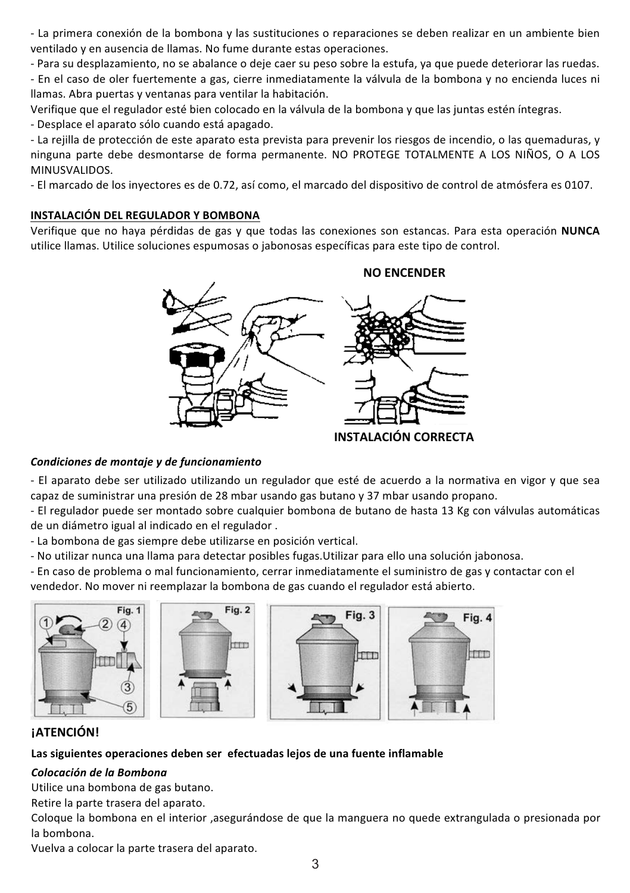- La primera conexión de la bombona y las sustituciones o reparaciones se deben realizar en un ambiente bien ventilado y en ausencia de llamas. No fume durante estas operaciones.
- Para su desplazamiento, no se abalance o deje caer su peso sobre la estufa, ya que puede deteriorar las ruedas.
- En el caso de oler fuertemente a gas, cierre inmediatamente la válvula de la bombona y no encienda luces ni llamas. Abra puertas y ventanas para ventilar la habitación.
Verifique que el regulador esté bien colocado en la válvula de la bombona y que las juntas estén íntegras.
- Desplace el aparato sólo cuando está apagado.
- La rejilla de protección de este aparato esta prevista para prevenir los riesgos de incendio, o las quemaduras, y ninguna parte debe desmontarse de forma permanente. NO PROTEGE TOTALMENTE A LOS NIÑOS, O A LOS MINUSVALIDOS.
- El marcado de los inyectores es de 0.72, así como, el marcado del dispositivo de control de atmósfera es 0107.

**INSTALACIÓN DEL REGULADOR Y BOMBONA**

Verifique que no haya pérdidas de gas y que todas las conexiones son estancas. Para esta operación **NUNCA** utilice llamas. Utilice soluciones espumosas o jabonosas específicas para este tipo de control.

**NO ENCENDER**

**INSTALACIÓN CORRECTA**

***Condiciones de montaje y de funcionamiento***

- El aparato debe ser utilizado utilizando un regulador que esté de acuerdo a la normativa en vigor y que sea capaz de suministrar una presión de 28 mbar usando gas butano y 37 mbar usando propano.
- El regulador puede ser montado sobre cualquier bombona de butano de hasta 13 Kg con válvulas automáticas de un diámetro igual al indicado en el regulador .
- La bombona de gas siempre debe utilizarse en posición vertical.
- No utilizar nunca una llama para detectar posibles fugas.Utilizar para ello una solución jabonosa.
- En caso de problema o mal funcionamiento, cerrar inmediatamente el suministro de gas y contactar con el vendedor. No mover ni reemplazar la bombona de gas cuando el regulador está abierto.

Fig. 1 Fig. 2 Fig. 3 Fig. 4

**¡ATENCIÓN!**

**Las siguientes operaciones deben ser efectuadas lejos de una fuente inflamable**

***Colocación de la Bombona***

Utilice una bombona de gas butano.
Retire la parte trasera del aparato.
Coloque la bombona en el interior ,asegurándose de que la manguera no quede extrangulada o presionada por la bombona.
Vuelva a colocar la parte trasera del aparato.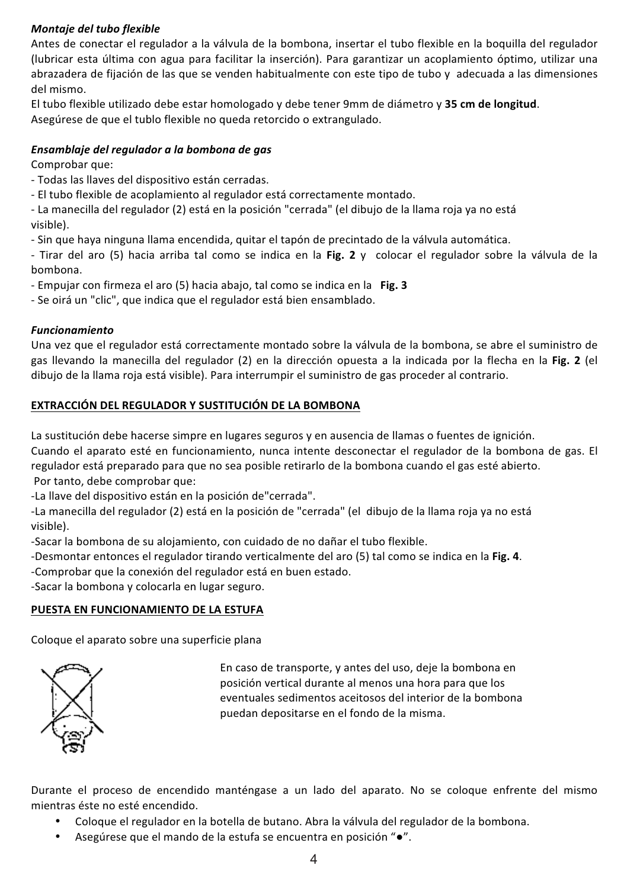*Montaje del tubo flexible*

Antes de conectar el regulador a la válvula de la bombona, insertar el tubo flexible en la boquilla del regulador (lubricar esta última con agua para facilitar la inserción). Para garantizar un acoplamiento óptimo, utilizar una abrazadera de fijación de las que se venden habitualmente con este tipo de tubo y adecuada a las dimensiones del mismo.

El tubo flexible utilizado debe estar homologado y debe tener 9mm de diámetro y **35 cm de longitud**.

Asegúrese de que el tublo flexible no queda retorcido o extrangulado.

*Ensamblaje del regulador a la bombona de gas*

Comprobar que:

- Todas las llaves del dispositivo están cerradas.
- El tubo flexible de acoplamiento al regulador está correctamente montado.
- La manecilla del regulador (2) está en la posición "cerrada" (el dibujo de la llama roja ya no está visible).
- Sin que haya ninguna llama encendida, quitar el tapón de precintado de la válvula automática.
- Tirar del aro (5) hacia arriba tal como se indica en la **Fig. 2** y colocar el regulador sobre la válvula de la bombona.
- Empujar con firmeza el aro (5) hacia abajo, tal como se indica en la **Fig. 3**
- Se oirá un "clic", que indica que el regulador está bien ensamblado.

*Funcionamiento*

Una vez que el regulador está correctamente montado sobre la válvula de la bombona, se abre el suministro de gas llevando la manecilla del regulador (2) en la dirección opuesta a la indicada por la flecha en la **Fig. 2** (el dibujo de la llama roja está visible). Para interrumpir el suministro de gas proceder al contrario.

## EXTRACCIÓN DEL REGULADOR Y SUSTITUCIÓN DE LA BOMBONA

La sustitución debe hacerse simpre en lugares seguros y en ausencia de llamas o fuentes de ignición.

Cuando el aparato esté en funcionamiento, nunca intente desconectar el regulador de la bombona de gas. El regulador está preparado para que no sea posible retirarlo de la bombona cuando el gas esté abierto.

Por tanto, debe comprobar que:

- La llave del dispositivo están en la posición de"cerrada".
- La manecilla del regulador (2) está en la posición de "cerrada" (el dibujo de la llama roja ya no está visible).
- Sacar la bombona de su alojamiento, con cuidado de no dañar el tubo flexible.
- Desmontar entonces el regulador tirando verticalmente del aro (5) tal como se indica en la **Fig. 4**.
- Comprobar que la conexión del regulador está en buen estado.
- Sacar la bombona y colocarla en lugar seguro.

## PUESTA EN FUNCIONAMIENTO DE LA ESTUFA

Coloque el aparato sobre una superficie plana

En caso de transporte, y antes del uso, deje la bombona en posición vertical durante al menos una hora para que los eventuales sedimentos aceitosos del interior de la bombona puedan depositarse en el fondo de la misma.

Durante el proceso de encendido manténgase a un lado del aparato. No se coloque enfrente del mismo mientras éste no esté encendido.

- Coloque el regulador en la botella de butano. Abra la válvula del regulador de la bombona.
- Asegúrese que el mando de la estufa se encuentra en posición "●".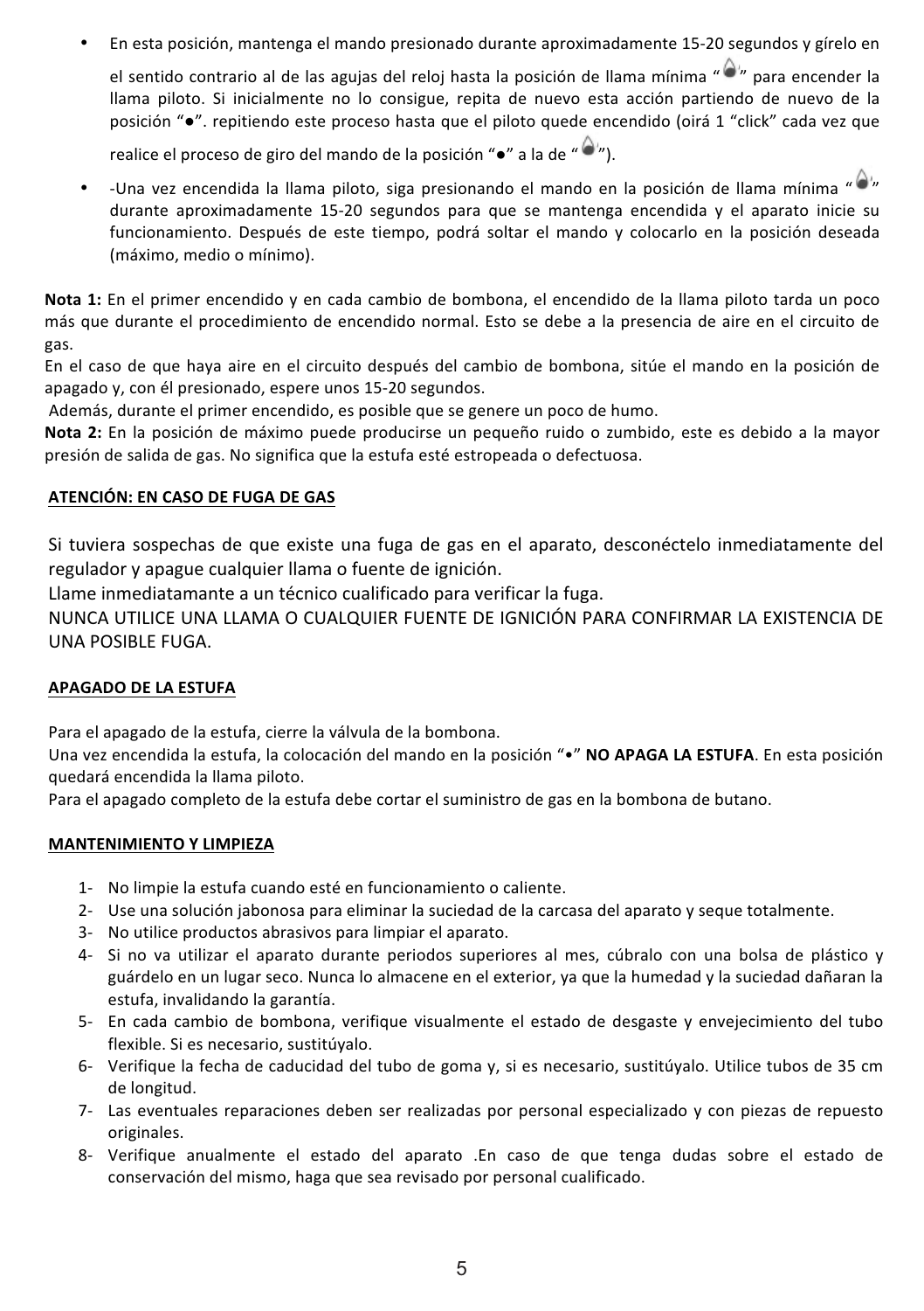- En esta posición, mantenga el mando presionado durante aproximadamente 15-20 segundos y gírelo en el sentido contrario al de las agujas del reloj hasta la posición de llama mínima "" para encender la llama piloto. Si inicialmente no lo consigue, repita de nuevo esta acción partiendo de nuevo de la posición "●". repitiendo este proceso hasta que el piloto quede encendido (oirá 1 "click" cada vez que realice el proceso de giro del mando de la posición "●" a la de "").
- -Una vez encendida la llama piloto, siga presionando el mando en la posición de llama mínima "" durante aproximadamente 15-20 segundos para que se mantenga encendida y el aparato inicie su funcionamiento. Después de este tiempo, podrá soltar el mando y colocarlo en la posición deseada (máximo, medio o mínimo).

**Nota 1:** En el primer encendido y en cada cambio de bombona, el encendido de la llama piloto tarda un poco más que durante el procedimiento de encendido normal. Esto se debe a la presencia de aire en el circuito de gas.
En el caso de que haya aire en el circuito después del cambio de bombona, sitúe el mando en la posición de apagado y, con él presionado, espere unos 15-20 segundos.
Además, durante el primer encendido, es posible que se genere un poco de humo.
**Nota 2:** En la posición de máximo puede producirse un pequeño ruido o zumbido, este es debido a la mayor presión de salida de gas. No significa que la estufa esté estropeada o defectuosa.

**ATENCIÓN: EN CASO DE FUGA DE GAS**

Si tuviera sospechas de que existe una fuga de gas en el aparato, desconéctelo inmediatamente del regulador y apague cualquier llama o fuente de ignición.
Llame inmediatamante a un técnico cualificado para verificar la fuga.
NUNCA UTILICE UNA LLAMA O CUALQUIER FUENTE DE IGNICIÓN PARA CONFIRMAR LA EXISTENCIA DE UNA POSIBLE FUGA.

**APAGADO DE LA ESTUFA**

Para el apagado de la estufa, cierre la válvula de la bombona.
Una vez encendida la estufa, la colocación del mando en la posición "•" **NO APAGA LA ESTUFA**. En esta posición quedará encendida la llama piloto.
Para el apagado completo de la estufa debe cortar el suministro de gas en la bombona de butano.

**MANTENIMIENTO Y LIMPIEZA**

1- No limpie la estufa cuando esté en funcionamiento o caliente.
2- Use una solución jabonosa para eliminar la suciedad de la carcasa del aparato y seque totalmente.
3- No utilice productos abrasivos para limpiar el aparato.
4- Si no va utilizar el aparato durante periodos superiores al mes, cúbralo con una bolsa de plástico y guárdelo en un lugar seco. Nunca lo almacene en el exterior, ya que la humedad y la suciedad dañaran la estufa, invalidando la garantía.
5- En cada cambio de bombona, verifique visualmente el estado de desgaste y envejecimiento del tubo flexible. Si es necesario, sustitúyalo.
6- Verifique la fecha de caducidad del tubo de goma y, si es necesario, sustitúyalo. Utilice tubos de 35 cm de longitud.
7- Las eventuales reparaciones deben ser realizadas por personal especializado y con piezas de repuesto originales.
8- Verifique anualmente el estado del aparato .En caso de que tenga dudas sobre el estado de conservación del mismo, haga que sea revisado por personal cualificado.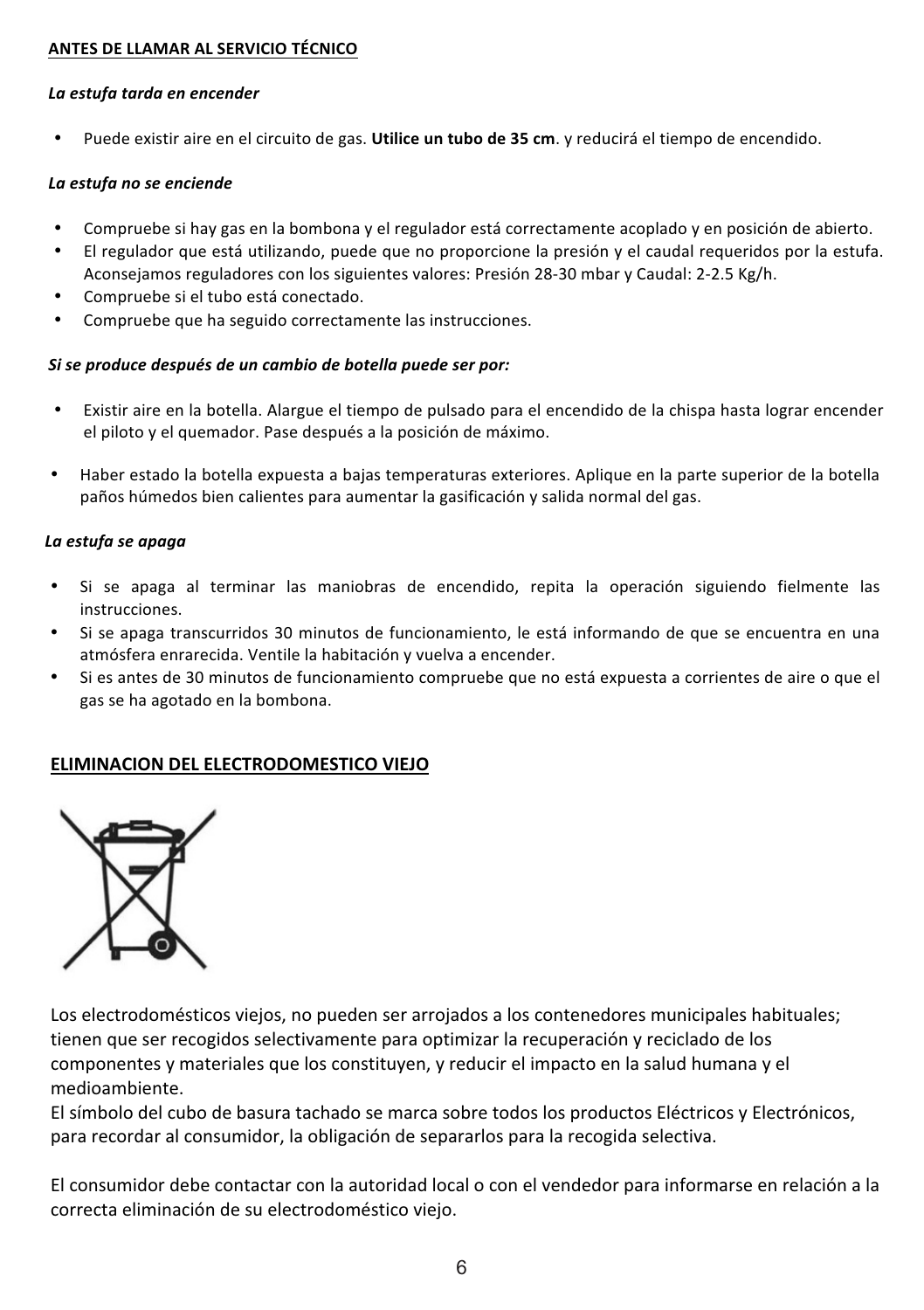## ANTES DE LLAMAR AL SERVICIO TÉCNICO

*La estufa tarda en encender*

- Puede existir aire en el circuito de gas. **Utilice un tubo de 35 cm**. y reducirá el tiempo de encendido.

*La estufa no se enciende*

- Compruebe si hay gas en la bombona y el regulador está correctamente acoplado y en posición de abierto.
- El regulador que está utilizando, puede que no proporcione la presión y el caudal requeridos por la estufa. Aconsejamos reguladores con los siguientes valores: Presión 28-30 mbar y Caudal: 2-2.5 Kg/h.
- Compruebe si el tubo está conectado.
- Compruebe que ha seguido correctamente las instrucciones.

*Si se produce después de un cambio de botella puede ser por:*

- Existir aire en la botella. Alargue el tiempo de pulsado para el encendido de la chispa hasta lograr encender el piloto y el quemador. Pase después a la posición de máximo.
- Haber estado la botella expuesta a bajas temperaturas exteriores. Aplique en la parte superior de la botella paños húmedos bien calientes para aumentar la gasificación y salida normal del gas.

*La estufa se apaga*

- Si se apaga al terminar las maniobras de encendido, repita la operación siguiendo fielmente las instrucciones.
- Si se apaga transcurridos 30 minutos de funcionamiento, le está informando de que se encuentra en una atmósfera enrarecida. Ventile la habitación y vuelva a encender.
- Si es antes de 30 minutos de funcionamiento compruebe que no está expuesta a corrientes de aire o que el gas se ha agotado en la bombona.

## ELIMINACION DEL ELECTRODOMESTICO VIEJO

Los electrodomésticos viejos, no pueden ser arrojados a los contenedores municipales habituales; tienen que ser recogidos selectivamente para optimizar la recuperación y reciclado de los componentes y materiales que los constituyen, y reducir el impacto en la salud humana y el medioambiente.
El símbolo del cubo de basura tachado se marca sobre todos los productos Eléctricos y Electrónicos, para recordar al consumidor, la obligación de separarlos para la recogida selectiva.

El consumidor debe contactar con la autoridad local o con el vendedor para informarse en relación a la correcta eliminación de su electrodoméstico viejo.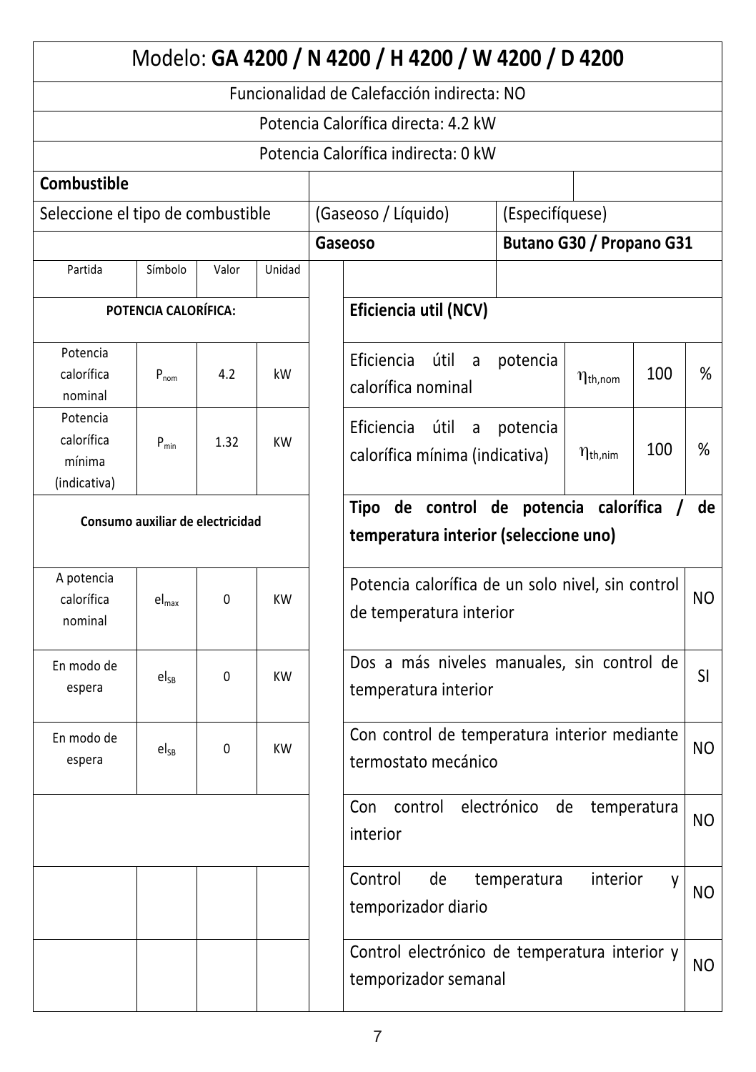| Modelo: **GA 4200 / N 4200 / H 4200 / W 4200 / D 4200** | | | | | | | |
|---|---|---|---|---|---|---|---|
| Funcionalidad de Calefacción indirecta: NO | | | | | | | |
| Potencia Calorífica directa: 4.2 kW | | | | | | | |
| Potencia Calorífica indirecta: 0 kW | | | | | | | |
| **Combustible** | | | | | | | |
| Seleccione el tipo de combustible | | | | (Gaseoso / Líquido) | (Especifíquese) | | |
| | | | | **Gaseoso** | **Butano G30 / Propano G31** | | |
| Partida | Símbolo | Valor | Unidad | | | | |
| **POTENCIA CALORÍFICA:** | | | | **Eficiencia util (NCV)** | | | |
| Potencia calorífica nominal | $P_{nom}$ | 4.2 | kW | Eficiencia útil a potencia calorífica nominal | $\eta_{th,nom}$ | 100 | % |
| Potencia calorífica mínima (indicativa) | $P_{min}$ | 1.32 | KW | Eficiencia útil a potencia calorífica mínima (indicativa) | $\eta_{th,nim}$ | 100 | % |
| **Consumo auxiliar de electricidad** | | | | **Tipo de control de potencia calorífica / de temperatura interior (seleccione uno)** | | | |
| A potencia calorífica nominal | $el_{max}$ | 0 | KW | Potencia calorífica de un solo nivel, sin control de temperatura interior | | | NO |
| En modo de espera | $el_{SB}$ | 0 | KW | Dos a más niveles manuales, sin control de temperatura interior | | | SI |
| En modo de espera | $el_{SB}$ | 0 | KW | Con control de temperatura interior mediante termostato mecánico | | | NO |
| | | | | Con control electrónico de temperatura interior | | | NO |
| | | | | Control de temperatura interior y temporizador diario | | | NO |
| | | | | Control electrónico de temperatura interior y temporizador semanal | | | NO |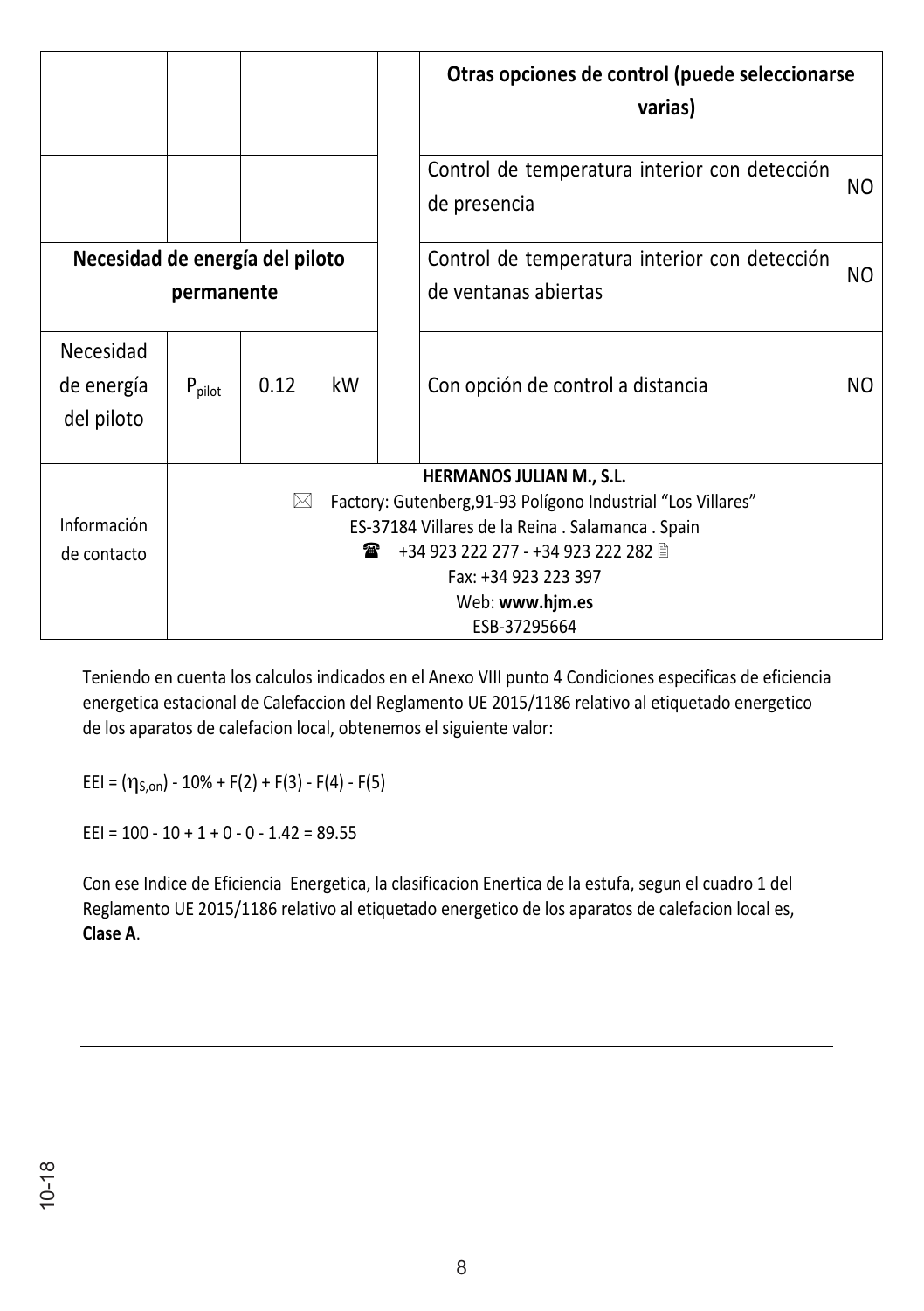| | | | | | | |
|---|---|---|---|---|---|---|
| | | | | | **Otras opciones de control (puede seleccionarse varias)** | |
| | | | | | Control de temperatura interior con detección de presencia | NO |
| **Necesidad de energía del piloto permanente** | | | | | Control de temperatura interior con detección de ventanas abiertas | NO |
| Necesidad de energía del piloto | $P_{pilot}$ | 0.12 | kW | | Con opción de control a distancia | NO |
| Información de contacto | **HERMANOS JULIAN M., S.L.**<br>Factory: Gutenberg,91-93 Polígono Industrial "Los Villares"<br>ES-37184 Villares de la Reina . Salamanca . Spain<br>+34 923 222 277 - +34 923 222 282<br>Fax: +34 923 223 397<br>Web: **www.hjm.es**<br>ESB-37295664 | | | | | |

Teniendo en cuenta los calculos indicados en el Anexo VIII punto 4 Condiciones especificas de eficiencia energetica estacional de Calefaccion del Reglamento UE 2015/1186 relativo al etiquetado energetico de los aparatos de calefacion local, obtenemos el siguiente valor:

$EEI = (\eta_{S,on}) - 10\% + F(2) + F(3) - F(4) - F(5)$

$EEI = 100 - 10 + 1 + 0 - 0 - 1.42 = 89.55$

Con ese Indice de Eficiencia Energetica, la clasificacion Enertica de la estufa, segun el cuadro 1 del Reglamento UE 2015/1186 relativo al etiquetado energetico de los aparatos de calefacion local es, **Clase A**.

10-18